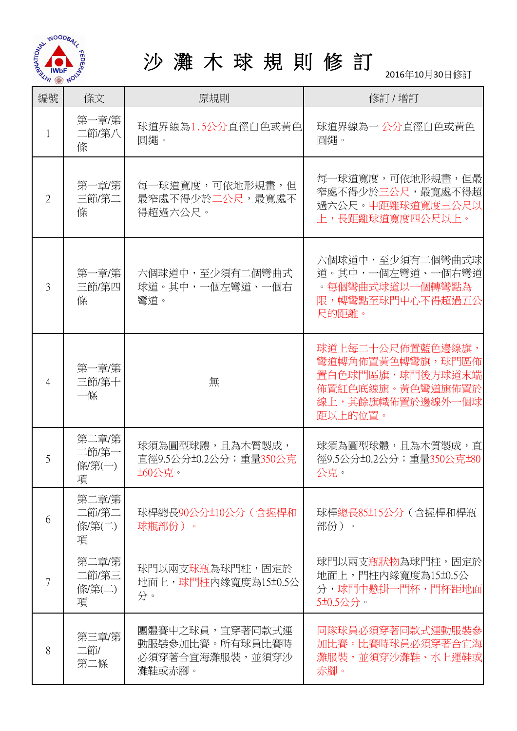# 沙 灘 木 球 規 則 修 訂

2016年10月30日修訂

| 編號 | 條文 | 原規則 | 修訂 / 增訂 |
|---|---|---|---|
| 1 | 第一章/第二節/第八條 | 球道界線為1.5公分直徑白色或黃色圓繩。 | 球道界線為一 公分直徑白色或黃色圓繩。 |
| 2 | 第一章/第三節/第二條 | 每一球道寬度，可依地形規畫，但最窄處不得少於二公尺，最寬處不得超過六公尺。 | 每一球道寬度，可依地形規畫，但最窄處不得少於三公尺，最寬處不得超過六公尺。中距離球道寬度三公尺以上，長距離球道寬度四公尺以上。 |
| 3 | 第一章/第三節/第四條 | 六個球道中，至少須有二個彎曲式球道。其中，一個左彎道、一個右彎道。 | 六個球道中，至少須有二個彎曲式球道。其中，一個左彎道、一個右彎道。每個彎曲式球道以一個轉彎點為限，轉彎點至球門中心不得超過五公尺的距離。 |
| 4 | 第一章/第三節/第十一條 | 無 | 球道上每二十公尺佈置藍色邊線旗，彎道轉角佈置黃色轉彎旗，球門區佈置白色球門區旗，球門後方球道末端佈置紅色底線旗。黃色彎道旗佈置於線上，其餘旗幟佈置於邊線外一個球距以上的位置。 |
| 5 | 第二章/第二節/第一條/第(一)項 | 球須為圓型球體，且為木質製成，直徑9.5公分±0.2公分；重量350公克±60公克。 | 球須為圓型球體，且為木質製成，直徑9.5公分±0.2公分；重量350公克±80公克。 |
| 6 | 第二章/第二節/第二條/第(二)項 | 球桿總長90公分±10公分（含握桿和球瓶部份）。 | 球桿總長85±15公分（含握桿和桿瓶部份）。 |
| 7 | 第二章/第二節/第三條/第(二)項 | 球門以兩支球瓶為球門柱，固定於地面上，球門柱內緣寬度為15±0.5公分。 | 球門以兩支瓶狀物為球門柱，固定於地面上，門柱內緣寬度為15±0.5公分，球門中懸掛一門杯，門杯距地面5±0.5公分。 |
| 8 | 第三章/第二節/第二條 | 團體賽中之球員，宜穿著同款式運動服裝參加比賽。所有球員比賽時必須穿著合宜海灘服裝，並須穿沙灘鞋或赤腳。 | 同隊球員必須穿著同款式運動服裝參加比賽。比賽時球員必須穿著合宜海灘服裝，並須穿沙灘鞋、水上運鞋或赤腳。 |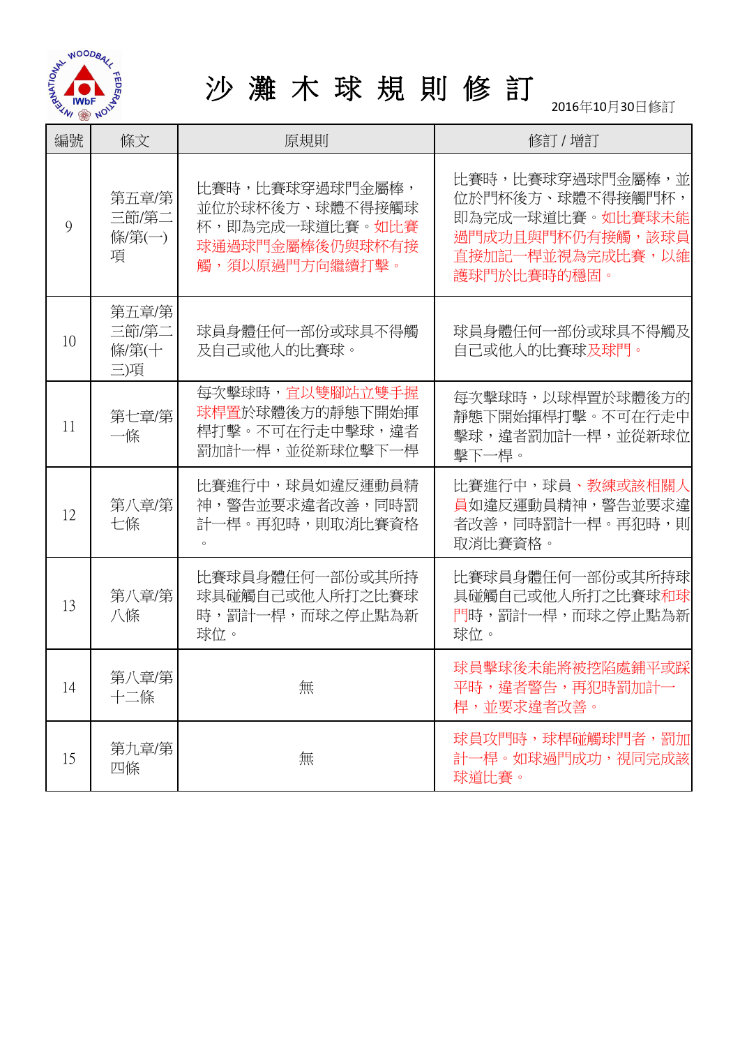# 沙 灘 木 球 規 則 修 訂

2016年10月30日修訂

| 編號 | 條文 | 原規則 | 修訂 / 增訂 |
|---|---|---|---|
| 9 | 第五章/第三節/第二條/第(一)項 | 比賽時，比賽球穿過球門金屬棒，並位於球杯後方、球體不得接觸球杯，即為完成一球道比賽。如比賽球通過球門金屬棒後仍與球杯有接觸，須以原過門方向繼續打擊。 | 比賽時，比賽球穿過球門金屬棒，並位於門杯後方、球體不得接觸門杯，即為完成一球道比賽。如比賽球未能過門成功且與門杯仍有接觸，該球員直接加記一桿並視為完成比賽，以維護球門於比賽時的穩固。 |
| 10 | 第五章/第三節/第二條/第(十三)項 | 球員身體任何一部份或球具不得觸及自己或他人的比賽球。 | 球員身體任何一部份或球具不得觸及自己或他人的比賽球及球門。 |
| 11 | 第七章/第一條 | 每次擊球時，宜以雙腳站立雙手握球桿置於球體後方的靜態下開始揮桿打擊。不可在行走中擊球，違者罰加計一桿，並從新球位擊下一桿 | 每次擊球時，以球桿置於球體後方的靜態下開始揮桿打擊。不可在行走中擊球，違者罰加計一桿，並從新球位擊下一桿。 |
| 12 | 第八章/第七條 | 比賽進行中，球員如違反運動員精神，警告並要求違者改善，同時罰計一桿。再犯時，則取消比賽資格。 | 比賽進行中，球員、教練或該相關人員如違反運動員精神，警告並要求違者改善，同時罰計一桿。再犯時，則取消比賽資格。 |
| 13 | 第八章/第八條 | 比賽球員身體任何一部份或其所持球具碰觸自己或他人所打之比賽球時，罰計一桿，而球之停止點為新球位。 | 比賽球員身體任何一部份或其所持球具碰觸自己或他人所打之比賽球和球門時，罰計一桿，而球之停止點為新球位。 |
| 14 | 第八章/第十二條 | 無 | 球員擊球後未能將被挖陷處鋪平或踩平時，違者警告，再犯時罰加計一桿，並要求違者改善。 |
| 15 | 第九章/第四條 | 無 | 球員攻門時，球桿碰觸球門者，罰加計一桿。如球過門成功，視同完成該球道比賽。 |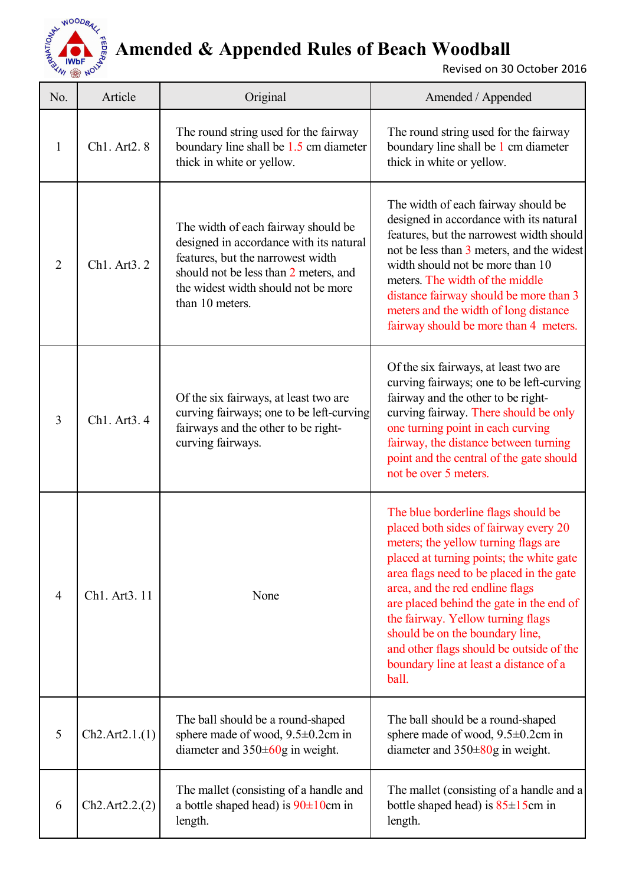# Amended & Appended Rules of Beach Woodball

Revised on 30 October 2016

| No. | Article | Original | Amended / Appended |
|---|---|---|---|
| 1 | Ch1. Art2. 8 | The round string used for the fairway boundary line shall be 1.5 cm diameter thick in white or yellow. | The round string used for the fairway boundary line shall be 1 cm diameter thick in white or yellow. |
| 2 | Ch1. Art3. 2 | The width of each fairway should be designed in accordance with its natural features, but the narrowest width should not be less than 2 meters, and the widest width should not be more than 10 meters. | The width of each fairway should be designed in accordance with its natural features, but the narrowest width should not be less than 3 meters, and the widest width should not be more than 10 meters. The width of the middle distance fairway should be more than 3 meters and the width of long distance fairway should be more than 4 meters. |
| 3 | Ch1. Art3. 4 | Of the six fairways, at least two are curving fairways; one to be left-curving fairways and the other to be right-curving fairways. | Of the six fairways, at least two are curving fairways; one to be left-curving fairway and the other to be right-curving fairway. There should be only one turning point in each curving fairway, the distance between turning point and the central of the gate should not be over 5 meters. |
| 4 | Ch1. Art3. 11 | None | The blue borderline flags should be placed both sides of fairway every 20 meters; the yellow turning flags are placed at turning points; the white gate area flags need to be placed in the gate area, and the red endline flags are placed behind the gate in the end of the fairway. Yellow turning flags should be on the boundary line, and other flags should be outside of the boundary line at least a distance of a ball. |
| 5 | Ch2.Art2.1.(1) | The ball should be a round-shaped sphere made of wood, 9.5±0.2cm in diameter and 350±60g in weight. | The ball should be a round-shaped sphere made of wood, 9.5±0.2cm in diameter and 350±80g in weight. |
| 6 | Ch2.Art2.2.(2) | The mallet (consisting of a handle and a bottle shaped head) is 90±10cm in length. | The mallet (consisting of a handle and a bottle shaped head) is 85±15cm in length. |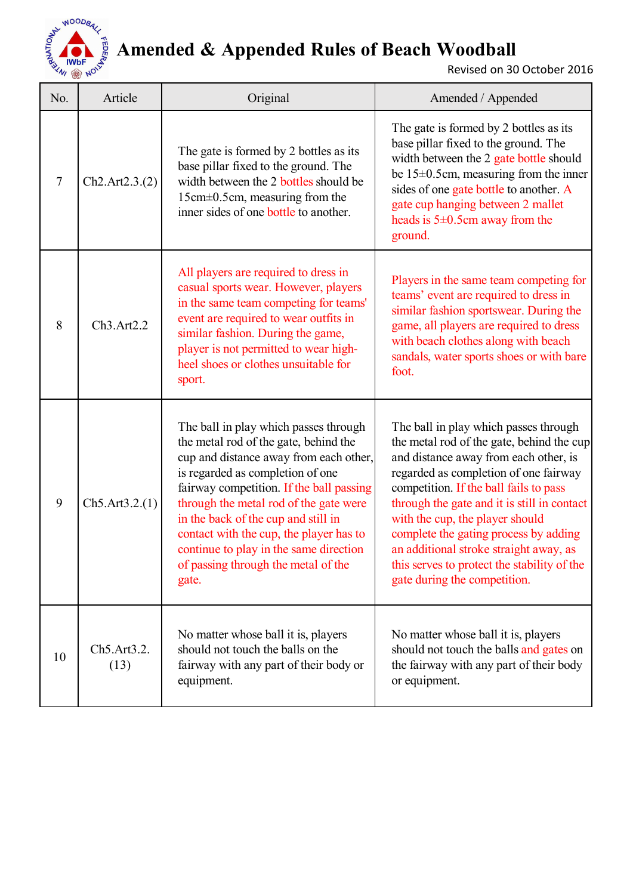# Amended & Appended Rules of Beach Woodball

Revised on 30 October 2016

| No. | Article | Original | Amended / Appended |
|---|---|---|---|
| 7 | Ch2.Art2.3.(2) | The gate is formed by 2 bottles as its base pillar fixed to the ground. The width between the 2 bottles should be 15cm±0.5cm, measuring from the inner sides of one bottle to another. | The gate is formed by 2 bottles as its base pillar fixed to the ground. The width between the 2 gate bottle should be 15±0.5cm, measuring from the inner sides of one gate bottle to another. A gate cup hanging between 2 mallet heads is 5±0.5cm away from the ground. |
| 8 | Ch3.Art2.2 | All players are required to dress in casual sports wear. However, players in the same team competing for teams' event are required to wear outfits in similar fashion. During the game, player is not permitted to wear high-heel shoes or clothes unsuitable for sport. | Players in the same team competing for teams' event are required to dress in similar fashion sportswear. During the game, all players are required to dress with beach clothes along with beach sandals, water sports shoes or with bare foot. |
| 9 | Ch5.Art3.2.(1) | The ball in play which passes through the metal rod of the gate, behind the cup and distance away from each other, is regarded as completion of one fairway competition. If the ball passing through the metal rod of the gate were in the back of the cup and still in contact with the cup, the player has to continue to play in the same direction of passing through the metal of the gate. | The ball in play which passes through the metal rod of the gate, behind the cup and distance away from each other, is regarded as completion of one fairway competition. If the ball fails to pass through the gate and it is still in contact with the cup, the player should complete the gating process by adding an additional stroke straight away, as this serves to protect the stability of the gate during the competition. |
| 10 | Ch5.Art3.2.(13) | No matter whose ball it is, players should not touch the balls on the fairway with any part of their body or equipment. | No matter whose ball it is, players should not touch the balls and gates on the fairway with any part of their body or equipment. |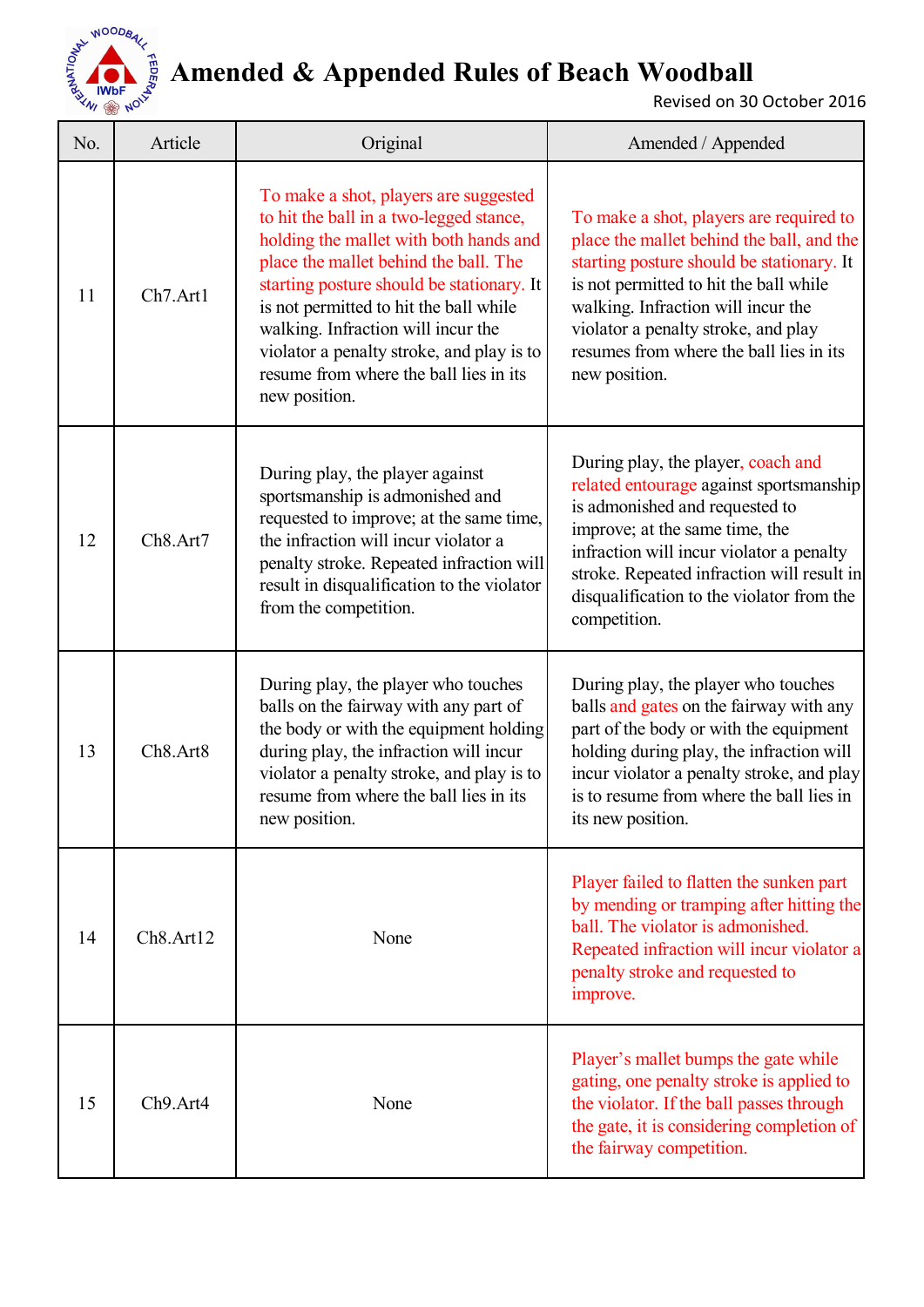# Amended & Appended Rules of Beach Woodball

Revised on 30 October 2016

| No. | Article | Original | Amended / Appended |
|---|---|---|---|
| 11 | Ch7.Art1 | To make a shot, players are suggested to hit the ball in a two-legged stance, holding the mallet with both hands and place the mallet behind the ball. The starting posture should be stationary. It is not permitted to hit the ball while walking. Infraction will incur the violator a penalty stroke, and play is to resume from where the ball lies in its new position. | To make a shot, players are required to place the mallet behind the ball, and the starting posture should be stationary. It is not permitted to hit the ball while walking. Infraction will incur the violator a penalty stroke, and play resumes from where the ball lies in its new position. |
| 12 | Ch8.Art7 | During play, the player against sportsmanship is admonished and requested to improve; at the same time, the infraction will incur violator a penalty stroke. Repeated infraction will result in disqualification to the violator from the competition. | During play, the player, coach and related entourage against sportsmanship is admonished and requested to improve; at the same time, the infraction will incur violator a penalty stroke. Repeated infraction will result in disqualification to the violator from the competition. |
| 13 | Ch8.Art8 | During play, the player who touches balls on the fairway with any part of the body or with the equipment holding during play, the infraction will incur violator a penalty stroke, and play is to resume from where the ball lies in its new position. | During play, the player who touches balls and gates on the fairway with any part of the body or with the equipment holding during play, the infraction will incur violator a penalty stroke, and play is to resume from where the ball lies in its new position. |
| 14 | Ch8.Art12 | None | Player failed to flatten the sunken part by mending or tramping after hitting the ball. The violator is admonished. Repeated infraction will incur violator a penalty stroke and requested to improve. |
| 15 | Ch9.Art4 | None | Player's mallet bumps the gate while gating, one penalty stroke is applied to the violator. If the ball passes through the gate, it is considering completion of the fairway competition. |